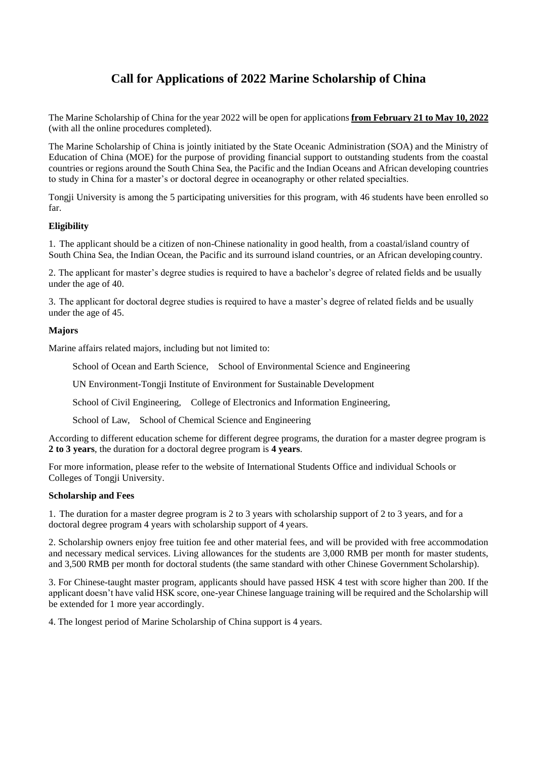# Call for Applications of 2022 Marine Scholarship of China

The Marine Scholarship of China for the year 2022 will be open for applications **from February 21 to May 10, 2022** (with all the online procedures completed).

The Marine Scholarship of China is jointly initiated by the State Oceanic Administration (SOA) and the Ministry of Education of China (MOE) for the purpose of providing financial support to outstanding students from the coastal countries or regions around the South China Sea, the Pacific and the Indian Oceans and African developing countries to study in China for a master's or doctoral degree in oceanography or other related specialties.

Tongji University is among the 5 participating universities for this program, with 46 students have been enrolled so far.

**Eligibility**

1. The applicant should be a citizen of non-Chinese nationality in good health, from a coastal/island country of South China Sea, the Indian Ocean, the Pacific and its surround island countries, or an African developing country.

2. The applicant for master's degree studies is required to have a bachelor's degree of related fields and be usually under the age of 40.

3. The applicant for doctoral degree studies is required to have a master's degree of related fields and be usually under the age of 45.

**Majors**

Marine affairs related majors, including but not limited to:

School of Ocean and Earth Science, School of Environmental Science and Engineering

UN Environment-Tongji Institute of Environment for Sustainable Development

School of Civil Engineering, College of Electronics and Information Engineering,

School of Law, School of Chemical Science and Engineering

According to different education scheme for different degree programs, the duration for a master degree program is **2 to 3 years**, the duration for a doctoral degree program is **4 years**.

For more information, please refer to the website of International Students Office and individual Schools or Colleges of Tongji University.

**Scholarship and Fees**

1. The duration for a master degree program is 2 to 3 years with scholarship support of 2 to 3 years, and for a doctoral degree program 4 years with scholarship support of 4 years.

2. Scholarship owners enjoy free tuition fee and other material fees, and will be provided with free accommodation and necessary medical services. Living allowances for the students are 3,000 RMB per month for master students, and 3,500 RMB per month for doctoral students (the same standard with other Chinese Government Scholarship).

3. For Chinese-taught master program, applicants should have passed HSK 4 test with score higher than 200. If the applicant doesn't have valid HSK score, one-year Chinese language training will be required and the Scholarship will be extended for 1 more year accordingly.

4. The longest period of Marine Scholarship of China support is 4 years.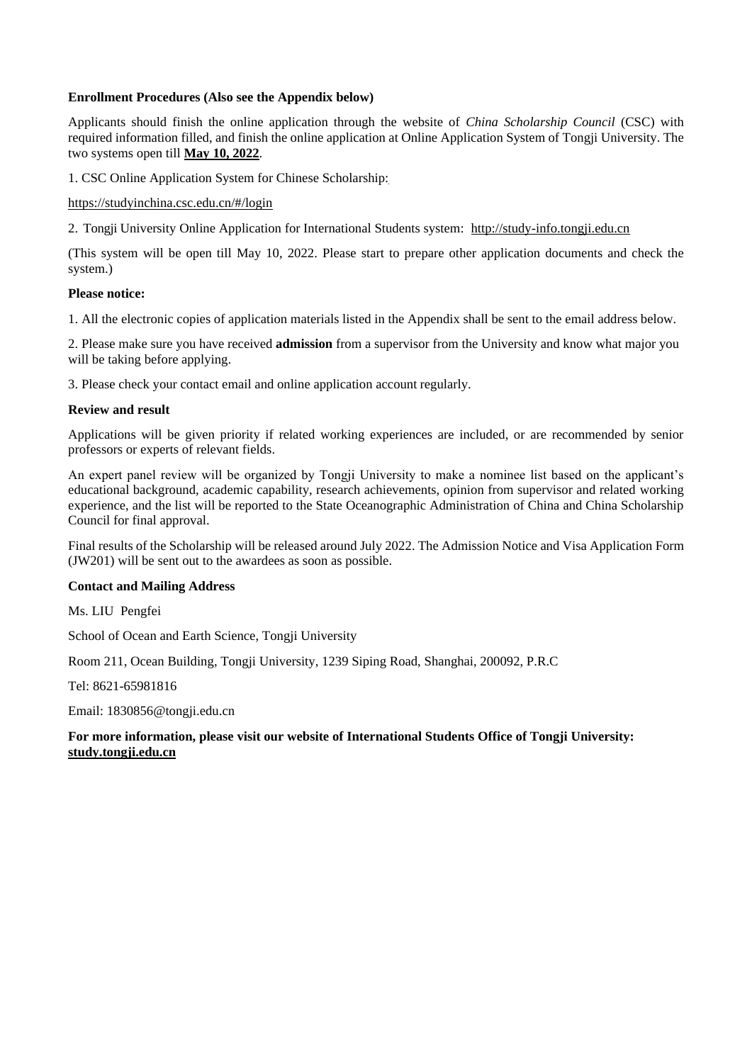**Enrollment Procedures (Also see the Appendix below)**

Applicants should finish the online application through the website of *China Scholarship Council* (CSC) with required information filled, and finish the online application at Online Application System of Tongji University. The two systems open till **May 10, 2022**.

1. CSC Online Application System for Chinese Scholarship:

https://studyinchina.csc.edu.cn/#/login

2. Tongji University Online Application for International Students system: http://study-info.tongji.edu.cn

(This system will be open till May 10, 2022. Please start to prepare other application documents and check the system.)

**Please notice:**

1. All the electronic copies of application materials listed in the Appendix shall be sent to the email address below.

2. Please make sure you have received **admission** from a supervisor from the University and know what major you will be taking before applying.

3. Please check your contact email and online application account regularly.

**Review and result**

Applications will be given priority if related working experiences are included, or are recommended by senior professors or experts of relevant fields.

An expert panel review will be organized by Tongji University to make a nominee list based on the applicant's educational background, academic capability, research achievements, opinion from supervisor and related working experience, and the list will be reported to the State Oceanographic Administration of China and China Scholarship Council for final approval.

Final results of the Scholarship will be released around July 2022. The Admission Notice and Visa Application Form (JW201) will be sent out to the awardees as soon as possible.

**Contact and Mailing Address**

Ms. LIU Pengfei

School of Ocean and Earth Science, Tongji University

Room 211, Ocean Building, Tongji University, 1239 Siping Road, Shanghai, 200092, P.R.C

Tel: 8621-65981816

Email: 1830856@tongji.edu.cn

**For more information, please visit our website of International Students Office of Tongji University: study.tongji.edu.cn**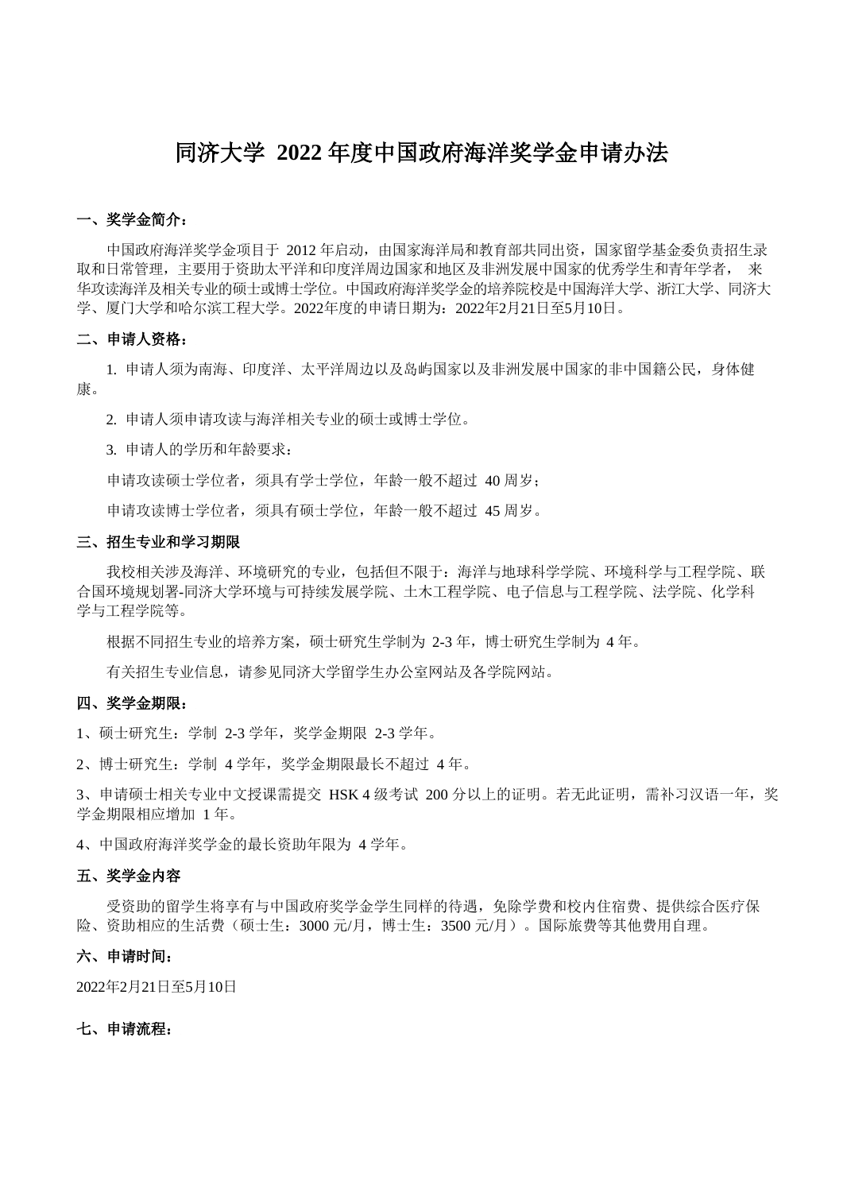# 同济大学 2022 年度中国政府海洋奖学金申请办法

**一、奖学金简介：**

中国政府海洋奖学金项目于 2012 年启动，由国家海洋局和教育部共同出资，国家留学基金委负责招生录取和日常管理，主要用于资助太平洋和印度洋周边国家和地区及非洲发展中国家的优秀学生和青年学者， 来华攻读海洋及相关专业的硕士或博士学位。中国政府海洋奖学金的培养院校是中国海洋大学、浙江大学、同济大学、厦门大学和哈尔滨工程大学。2022年度的申请日期为：2022年2月21日至5月10日。

**二、申请人资格：**

1. 申请人须为南海、印度洋、太平洋周边以及岛屿国家以及非洲发展中国家的非中国籍公民，身体健康。

2. 申请人须申请攻读与海洋相关专业的硕士或博士学位。

3. 申请人的学历和年龄要求：

申请攻读硕士学位者，须具有学士学位，年龄一般不超过 40 周岁；

申请攻读博士学位者，须具有硕士学位，年龄一般不超过 45 周岁。

**三、招生专业和学习期限**

我校相关涉及海洋、环境研究的专业，包括但不限于：海洋与地球科学学院、环境科学与工程学院、联合国环境规划署-同济大学环境与可持续发展学院、土木工程学院、电子信息与工程学院、法学院、化学科学与工程学院等。

根据不同招生专业的培养方案，硕士研究生学制为 2-3 年，博士研究生学制为 4 年。

有关招生专业信息，请参见同济大学留学生办公室网站及各学院网站。

**四、奖学金期限：**

1、硕士研究生：学制 2-3 学年，奖学金期限 2-3 学年。

2、博士研究生：学制 4 学年，奖学金期限最长不超过 4 年。

3、申请硕士相关专业中文授课需提交 HSK 4 级考试 200 分以上的证明。若无此证明，需补习汉语一年，奖学金期限相应增加 1 年。

4、中国政府海洋奖学金的最长资助年限为 4 学年。

**五、奖学金内容**

受资助的留学生将享有与中国政府奖学金学生同样的待遇，免除学费和校内住宿费、提供综合医疗保险、资助相应的生活费（硕士生：3000 元/月，博士生：3500 元/月）。国际旅费等其他费用自理。

**六、申请时间：**

2022年2月21日至5月10日

**七、申请流程：**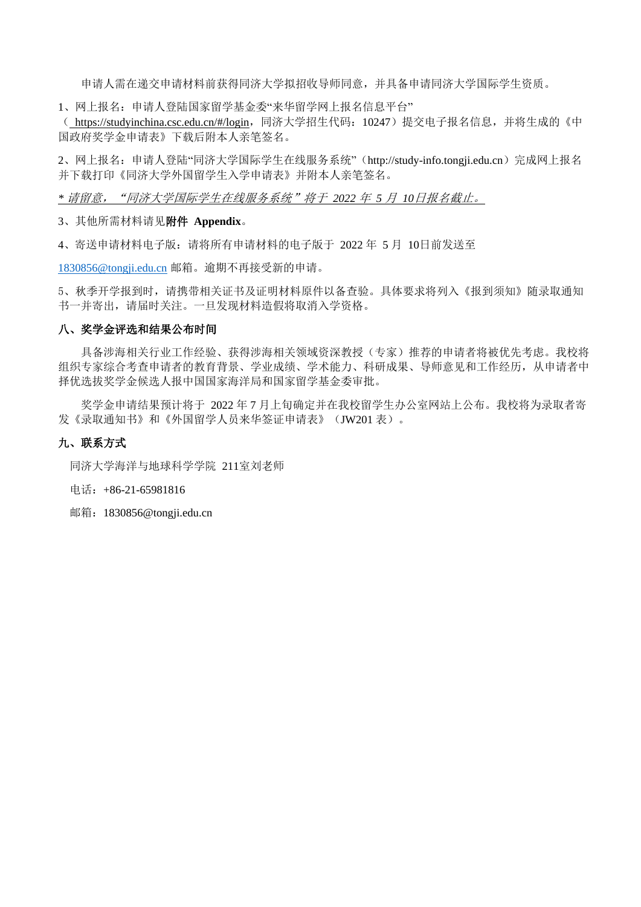申请人需在递交申请材料前获得同济大学拟招收导师同意，并具备申请同济大学国际学生资质。

1、网上报名：申请人登陆国家留学基金委"来华留学网上报名信息平台"（ https://studyinchina.csc.edu.cn/#/login，同济大学招生代码：10247）提交电子报名信息，并将生成的《中国政府奖学金申请表》下载后附本人亲笔签名。

2、网上报名：申请人登陆"同济大学国际学生在线服务系统"（http://study-info.tongji.edu.cn）完成网上报名并下载打印《同济大学外国留学生入学申请表》并附本人亲笔签名。

*\* 请留意，"同济大学国际学生在线服务系统"将于 2022 年 5 月 10日报名截止。*

3、其他所需材料请见**附件 Appendix**。

4、寄送申请材料电子版：请将所有申请材料的电子版于 2022 年 5 月 10日前发送至

1830856@tongji.edu.cn 邮箱。逾期不再接受新的申请。

5、秋季开学报到时，请携带相关证书及证明材料原件以备查验。具体要求将列入《报到须知》随录取通知书一并寄出，请届时关注。一旦发现材料造假将取消入学资格。

**八、奖学金评选和结果公布时间**

具备涉海相关行业工作经验、获得涉海相关领域资深教授（专家）推荐的申请者将被优先考虑。我校将组织专家综合考查申请者的教育背景、学业成绩、学术能力、科研成果、导师意见和工作经历，从申请者中择优选拔奖学金候选人报中国国家海洋局和国家留学基金委审批。

奖学金申请结果预计将于 2022 年 7 月上旬确定并在我校留学生办公室网站上公布。我校将为录取者寄发《录取通知书》和《外国留学人员来华签证申请表》（JW201 表）。

**九、联系方式**

同济大学海洋与地球科学学院 211室刘老师

电话：+86-21-65981816

邮箱：1830856@tongji.edu.cn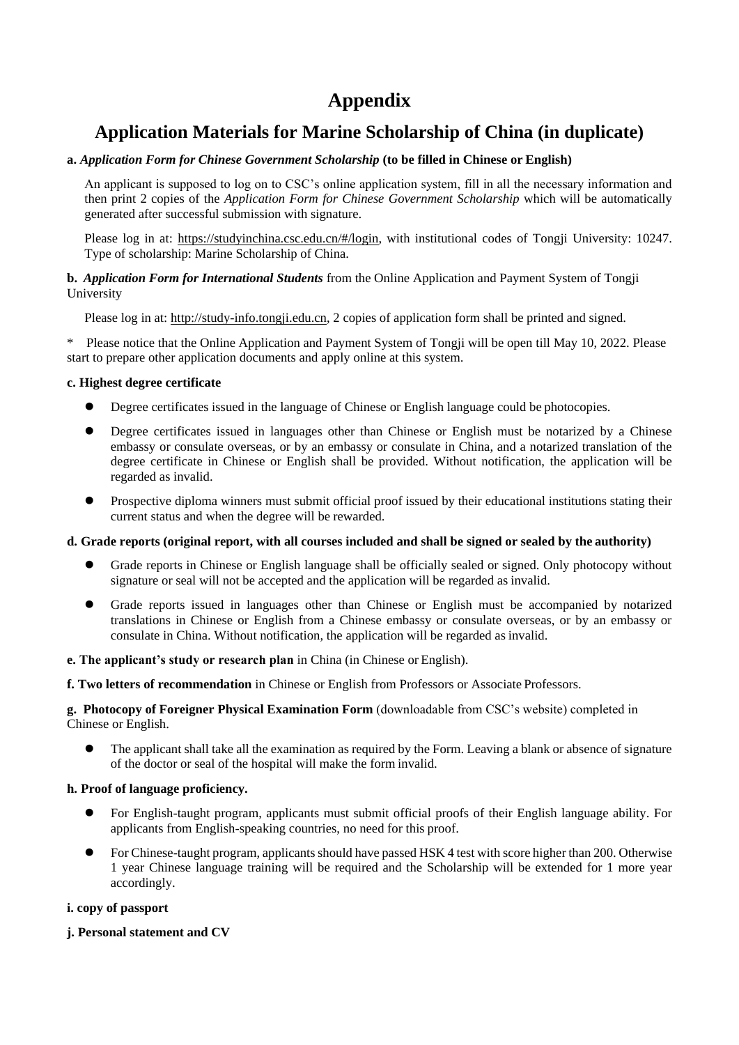# Appendix

## Application Materials for Marine Scholarship of China (in duplicate)

**a.** ***Application Form for Chinese Government Scholarship*** **(to be filled in Chinese or English)**

An applicant is supposed to log on to CSC's online application system, fill in all the necessary information and then print 2 copies of the *Application Form for Chinese Government Scholarship* which will be automatically generated after successful submission with signature.

Please log in at: https://studyinchina.csc.edu.cn/#/login, with institutional codes of Tongji University: 10247. Type of scholarship: Marine Scholarship of China.

**b.** ***Application Form for International Students*** from the Online Application and Payment System of Tongji University

Please log in at: http://study-info.tongji.edu.cn, 2 copies of application form shall be printed and signed.

\* Please notice that the Online Application and Payment System of Tongji will be open till May 10, 2022. Please start to prepare other application documents and apply online at this system.

**c. Highest degree certificate**

- Degree certificates issued in the language of Chinese or English language could be photocopies.
- Degree certificates issued in languages other than Chinese or English must be notarized by a Chinese embassy or consulate overseas, or by an embassy or consulate in China, and a notarized translation of the degree certificate in Chinese or English shall be provided. Without notification, the application will be regarded as invalid.
- Prospective diploma winners must submit official proof issued by their educational institutions stating their current status and when the degree will be rewarded.

**d. Grade reports (original report, with all courses included and shall be signed or sealed by the authority)**

- Grade reports in Chinese or English language shall be officially sealed or signed. Only photocopy without signature or seal will not be accepted and the application will be regarded as invalid.
- Grade reports issued in languages other than Chinese or English must be accompanied by notarized translations in Chinese or English from a Chinese embassy or consulate overseas, or by an embassy or consulate in China. Without notification, the application will be regarded as invalid.

**e. The applicant's study or research plan** in China (in Chinese or English).

**f. Two letters of recommendation** in Chinese or English from Professors or Associate Professors.

**g. Photocopy of Foreigner Physical Examination Form** (downloadable from CSC's website) completed in Chinese or English.

- The applicant shall take all the examination as required by the Form. Leaving a blank or absence of signature of the doctor or seal of the hospital will make the form invalid.

**h. Proof of language proficiency.**

- For English-taught program, applicants must submit official proofs of their English language ability. For applicants from English-speaking countries, no need for this proof.
- For Chinese-taught program, applicants should have passed HSK 4 test with score higher than 200. Otherwise 1 year Chinese language training will be required and the Scholarship will be extended for 1 more year accordingly.

**i. copy of passport**

**j. Personal statement and CV**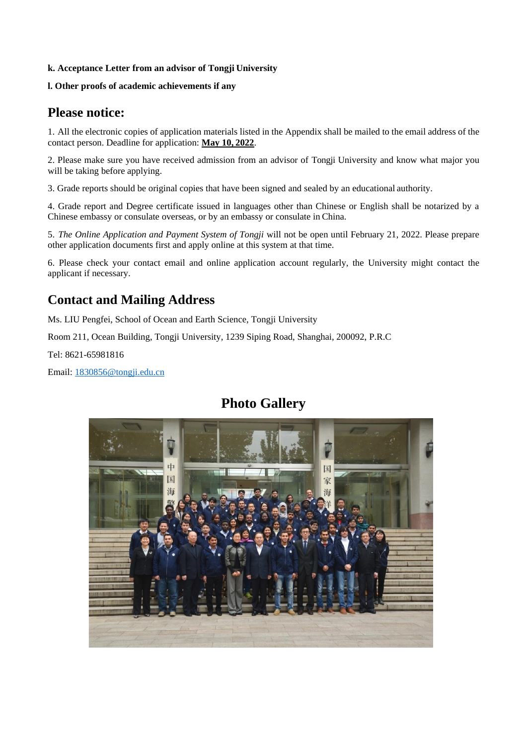**k. Acceptance Letter from an advisor of Tongji University**

**l. Other proofs of academic achievements if any**

## Please notice:

1. All the electronic copies of application materials listed in the Appendix shall be mailed to the email address of the contact person. Deadline for application: **May 10, 2022**.

2. Please make sure you have received admission from an advisor of Tongji University and know what major you will be taking before applying.

3. Grade reports should be original copies that have been signed and sealed by an educational authority.

4. Grade report and Degree certificate issued in languages other than Chinese or English shall be notarized by a Chinese embassy or consulate overseas, or by an embassy or consulate in China.

5. *The Online Application and Payment System of Tongji* will not be open until February 21, 2022. Please prepare other application documents first and apply online at this system at that time.

6. Please check your contact email and online application account regularly, the University might contact the applicant if necessary.

## Contact and Mailing Address

Ms. LIU Pengfei, School of Ocean and Earth Science, Tongji University

Room 211, Ocean Building, Tongji University, 1239 Siping Road, Shanghai, 200092, P.R.C

Tel: 8621-65981816

Email: 1830856@tongji.edu.cn

# Photo Gallery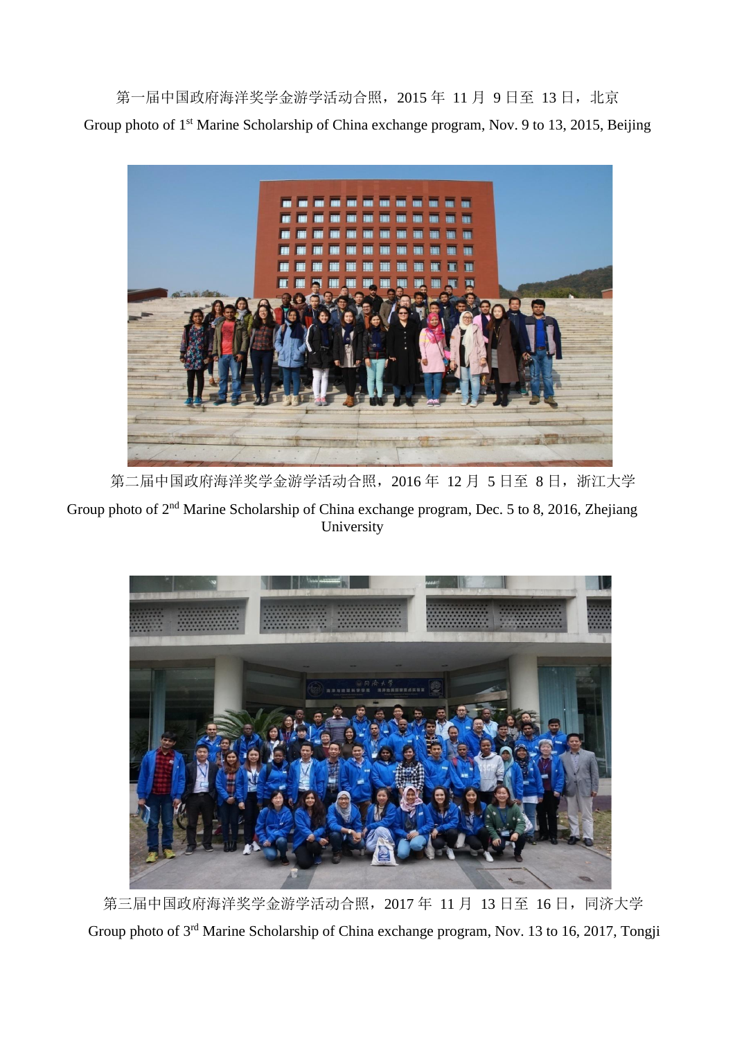第一届中国政府海洋奖学金游学活动合照，2015 年 11 月 9 日至 13 日，北京

Group photo of 1st Marine Scholarship of China exchange program, Nov. 9 to 13, 2015, Beijing

第二届中国政府海洋奖学金游学活动合照，2016 年 12 月 5 日至 8 日，浙江大学

Group photo of 2nd Marine Scholarship of China exchange program, Dec. 5 to 8, 2016, Zhejiang University

第三届中国政府海洋奖学金游学活动合照，2017 年 11 月 13 日至 16 日，同济大学

Group photo of 3rd Marine Scholarship of China exchange program, Nov. 13 to 16, 2017, Tongji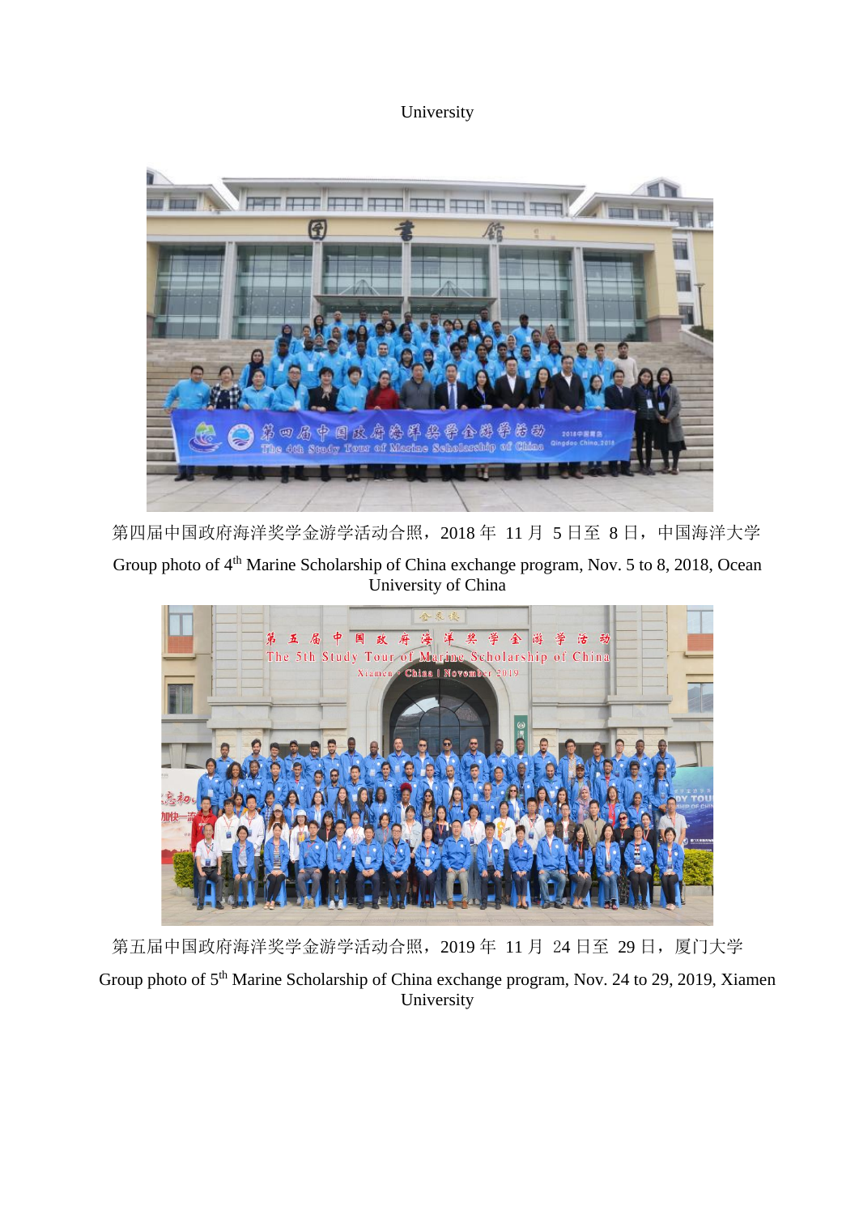University

第四届中国政府海洋奖学金游学活动合照，2018 年 11 月 5 日至 8 日，中国海洋大学

Group photo of 4th Marine Scholarship of China exchange program, Nov. 5 to 8, 2018, Ocean University of China

第五届中国政府海洋奖学金游学活动合照，2019 年 11 月 24 日至 29 日，厦门大学

Group photo of 5th Marine Scholarship of China exchange program, Nov. 24 to 29, 2019, Xiamen University